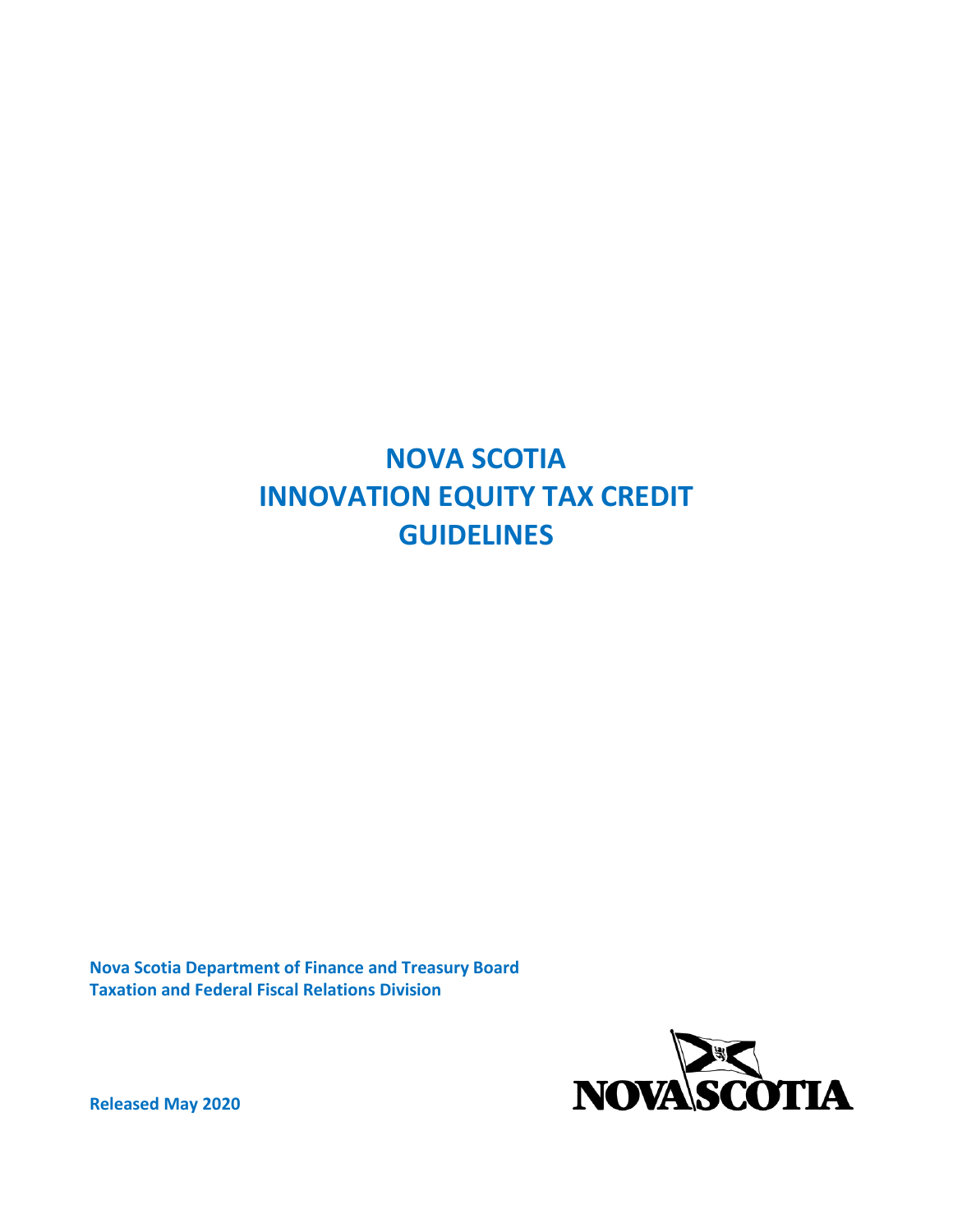# NOVA SCOTIA INNOVATION EQUITY TAX CREDIT GUIDELINES

**Nova Scotia Department of Finance and Treasury Board**
**Taxation and Federal Fiscal Relations Division**

**Released May 2020**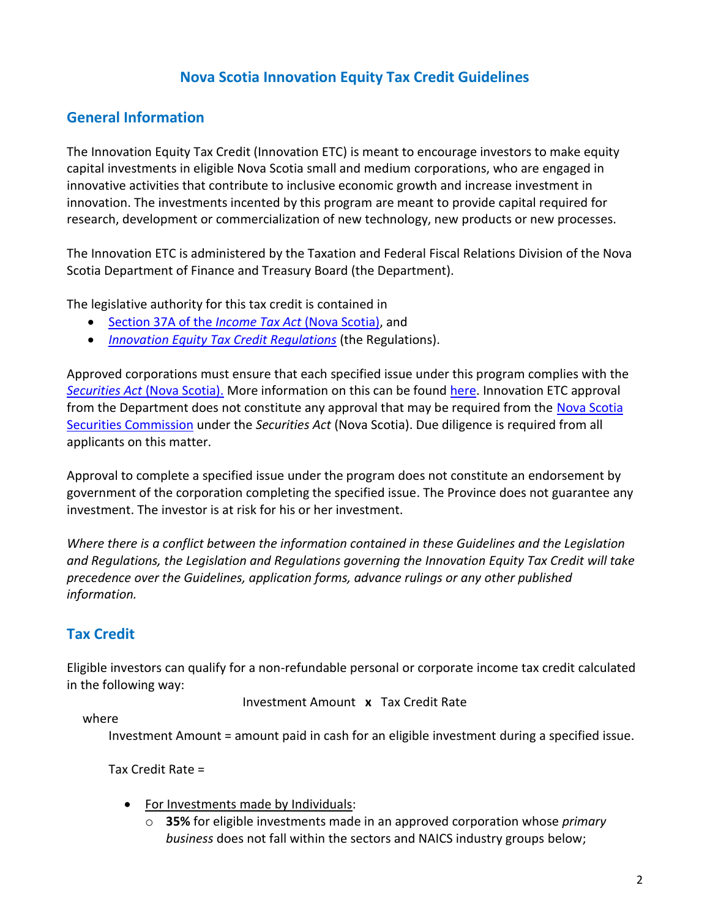# Nova Scotia Innovation Equity Tax Credit Guidelines

## General Information

The Innovation Equity Tax Credit (Innovation ETC) is meant to encourage investors to make equity capital investments in eligible Nova Scotia small and medium corporations, who are engaged in innovative activities that contribute to inclusive economic growth and increase investment in innovation. The investments incented by this program are meant to provide capital required for research, development or commercialization of new technology, new products or new processes.

The Innovation ETC is administered by the Taxation and Federal Fiscal Relations Division of the Nova Scotia Department of Finance and Treasury Board (the Department).

The legislative authority for this tax credit is contained in

- Section 37A of the *Income Tax Act* (Nova Scotia), and
- *Innovation Equity Tax Credit Regulations* (the Regulations).

Approved corporations must ensure that each specified issue under this program complies with the *Securities Act* (Nova Scotia). More information on this can be found here. Innovation ETC approval from the Department does not constitute any approval that may be required from the Nova Scotia Securities Commission under the *Securities Act* (Nova Scotia). Due diligence is required from all applicants on this matter.

Approval to complete a specified issue under the program does not constitute an endorsement by government of the corporation completing the specified issue. The Province does not guarantee any investment. The investor is at risk for his or her investment.

*Where there is a conflict between the information contained in these Guidelines and the Legislation and Regulations, the Legislation and Regulations governing the Innovation Equity Tax Credit will take precedence over the Guidelines, application forms, advance rulings or any other published information.*

## Tax Credit

Eligible investors can qualify for a non-refundable personal or corporate income tax credit calculated in the following way:

Investment Amount **x** Tax Credit Rate

where

Investment Amount = amount paid in cash for an eligible investment during a specified issue.

Tax Credit Rate =

- For Investments made by Individuals:
  - **35%** for eligible investments made in an approved corporation whose *primary business* does not fall within the sectors and NAICS industry groups below;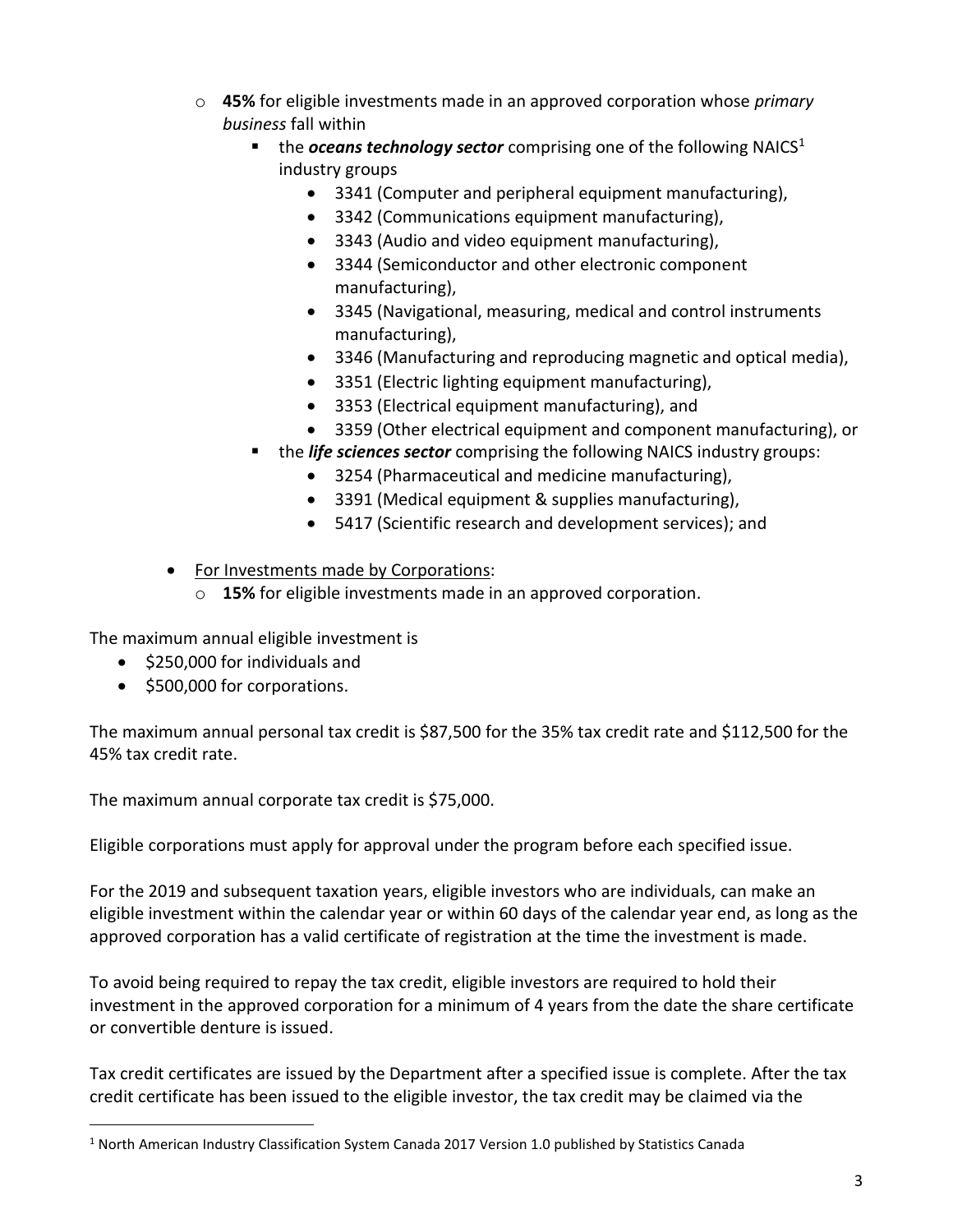- **45%** for eligible investments made in an approved corporation whose *primary business* fall within
        - the ***oceans technology sector*** comprising one of the following NAICS[1] industry groups
            - 3341 (Computer and peripheral equipment manufacturing),
            - 3342 (Communications equipment manufacturing),
            - 3343 (Audio and video equipment manufacturing),
            - 3344 (Semiconductor and other electronic component manufacturing),
            - 3345 (Navigational, measuring, medical and control instruments manufacturing),
            - 3346 (Manufacturing and reproducing magnetic and optical media),
            - 3351 (Electric lighting equipment manufacturing),
            - 3353 (Electrical equipment manufacturing), and
            - 3359 (Other electrical equipment and component manufacturing), or
        - the ***life sciences sector*** comprising the following NAICS industry groups:
            - 3254 (Pharmaceutical and medicine manufacturing),
            - 3391 (Medical equipment & supplies manufacturing),
            - 5417 (Scientific research and development services); and

- For Investments made by Corporations:
    - **15%** for eligible investments made in an approved corporation.

The maximum annual eligible investment is

- $250,000 for individuals and
- $500,000 for corporations.

The maximum annual personal tax credit is $87,500 for the 35% tax credit rate and $112,500 for the 45% tax credit rate.

The maximum annual corporate tax credit is $75,000.

Eligible corporations must apply for approval under the program before each specified issue.

For the 2019 and subsequent taxation years, eligible investors who are individuals, can make an eligible investment within the calendar year or within 60 days of the calendar year end, as long as the approved corporation has a valid certificate of registration at the time the investment is made.

To avoid being required to repay the tax credit, eligible investors are required to hold their investment in the approved corporation for a minimum of 4 years from the date the share certificate or convertible denture is issued.

Tax credit certificates are issued by the Department after a specified issue is complete. After the tax credit certificate has been issued to the eligible investor, the tax credit may be claimed via the

[1] North American Industry Classification System Canada 2017 Version 1.0 published by Statistics Canada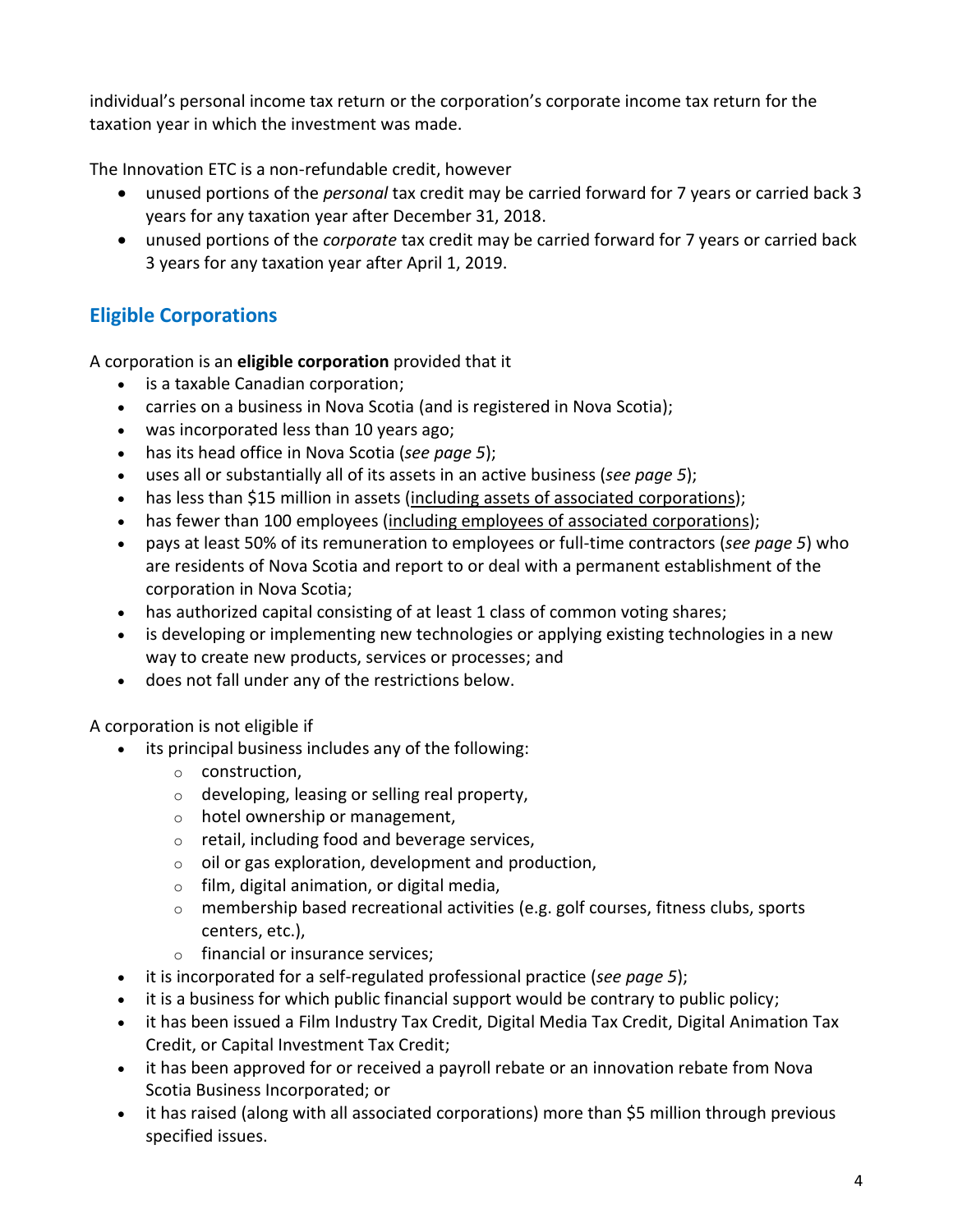individual's personal income tax return or the corporation's corporate income tax return for the taxation year in which the investment was made.

The Innovation ETC is a non-refundable credit, however

- unused portions of the *personal* tax credit may be carried forward for 7 years or carried back 3 years for any taxation year after December 31, 2018.
- unused portions of the *corporate* tax credit may be carried forward for 7 years or carried back 3 years for any taxation year after April 1, 2019.

## Eligible Corporations

A corporation is an **eligible corporation** provided that it

- is a taxable Canadian corporation;
- carries on a business in Nova Scotia (and is registered in Nova Scotia);
- was incorporated less than 10 years ago;
- has its head office in Nova Scotia (*see page 5*);
- uses all or substantially all of its assets in an active business (*see page 5*);
- has less than $15 million in assets (including assets of associated corporations);
- has fewer than 100 employees (including employees of associated corporations);
- pays at least 50% of its remuneration to employees or full-time contractors (*see page 5*) who are residents of Nova Scotia and report to or deal with a permanent establishment of the corporation in Nova Scotia;
- has authorized capital consisting of at least 1 class of common voting shares;
- is developing or implementing new technologies or applying existing technologies in a new way to create new products, services or processes; and
- does not fall under any of the restrictions below.

A corporation is not eligible if

- its principal business includes any of the following:
  - construction,
  - developing, leasing or selling real property,
  - hotel ownership or management,
  - retail, including food and beverage services,
  - oil or gas exploration, development and production,
  - film, digital animation, or digital media,
  - membership based recreational activities (e.g. golf courses, fitness clubs, sports centers, etc.),
  - financial or insurance services;
- it is incorporated for a self-regulated professional practice (*see page 5*);
- it is a business for which public financial support would be contrary to public policy;
- it has been issued a Film Industry Tax Credit, Digital Media Tax Credit, Digital Animation Tax Credit, or Capital Investment Tax Credit;
- it has been approved for or received a payroll rebate or an innovation rebate from Nova Scotia Business Incorporated; or
- it has raised (along with all associated corporations) more than $5 million through previous specified issues.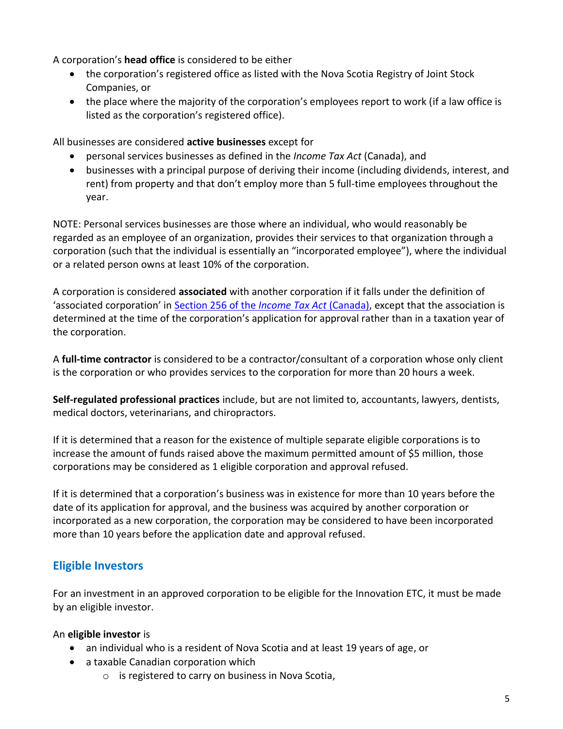A corporation's **head office** is considered to be either

- the corporation's registered office as listed with the Nova Scotia Registry of Joint Stock Companies, or
- the place where the majority of the corporation's employees report to work (if a law office is listed as the corporation's registered office).

All businesses are considered **active businesses** except for

- personal services businesses as defined in the *Income Tax Act* (Canada), and
- businesses with a principal purpose of deriving their income (including dividends, interest, and rent) from property and that don't employ more than 5 full-time employees throughout the year.

NOTE: Personal services businesses are those where an individual, who would reasonably be regarded as an employee of an organization, provides their services to that organization through a corporation (such that the individual is essentially an "incorporated employee"), where the individual or a related person owns at least 10% of the corporation.

A corporation is considered **associated** with another corporation if it falls under the definition of 'associated corporation' in [Section 256 of the *Income Tax Act* (Canada)](), except that the association is determined at the time of the corporation's application for approval rather than in a taxation year of the corporation.

A **full-time contractor** is considered to be a contractor/consultant of a corporation whose only client is the corporation or who provides services to the corporation for more than 20 hours a week.

**Self-regulated professional practices** include, but are not limited to, accountants, lawyers, dentists, medical doctors, veterinarians, and chiropractors.

If it is determined that a reason for the existence of multiple separate eligible corporations is to increase the amount of funds raised above the maximum permitted amount of $5 million, those corporations may be considered as 1 eligible corporation and approval refused.

If it is determined that a corporation's business was in existence for more than 10 years before the date of its application for approval, and the business was acquired by another corporation or incorporated as a new corporation, the corporation may be considered to have been incorporated more than 10 years before the application date and approval refused.

## Eligible Investors

For an investment in an approved corporation to be eligible for the Innovation ETC, it must be made by an eligible investor.

An **eligible investor** is

- an individual who is a resident of Nova Scotia and at least 19 years of age, or
- a taxable Canadian corporation which
  - is registered to carry on business in Nova Scotia,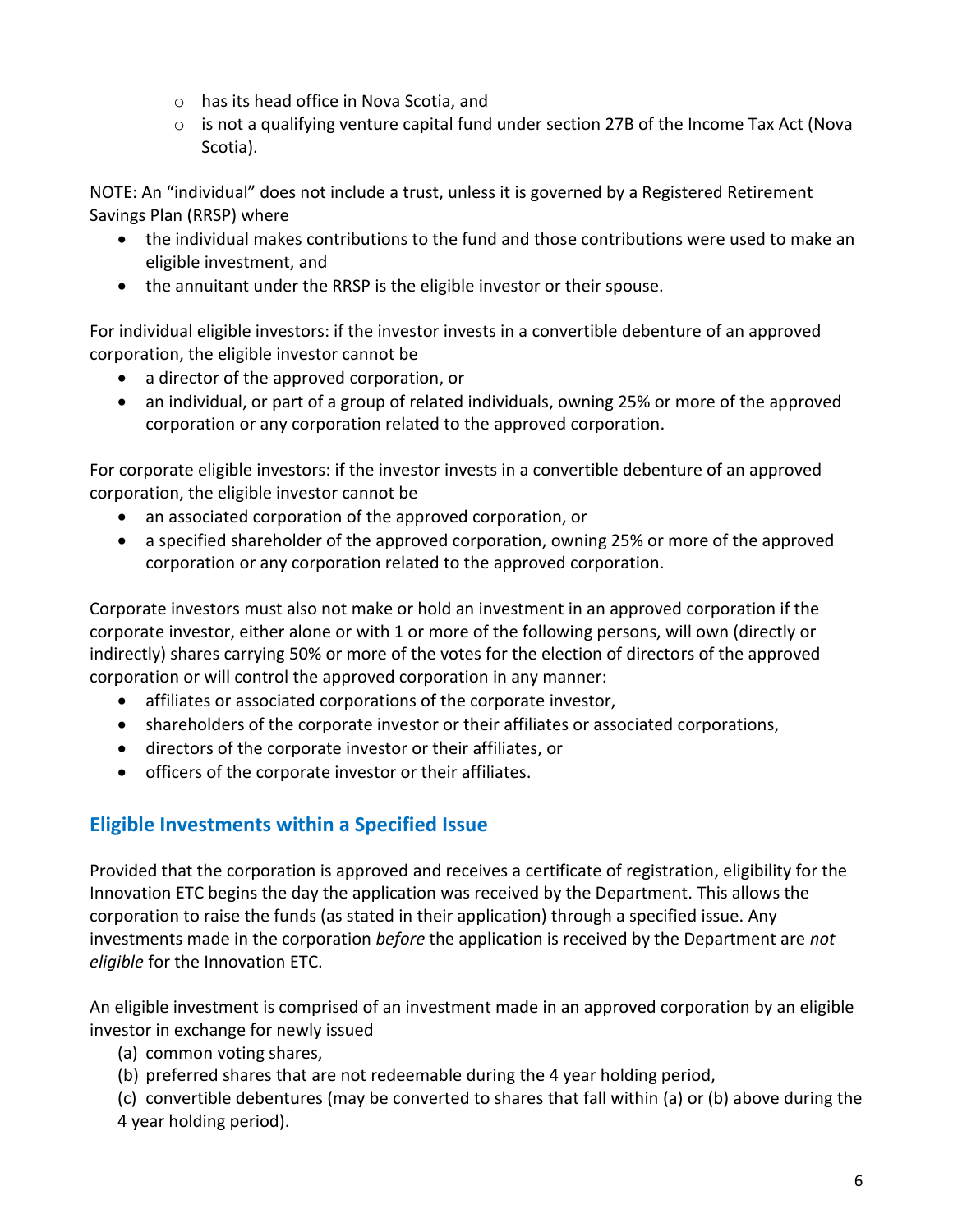- has its head office in Nova Scotia, and
    - is not a qualifying venture capital fund under section 27B of the Income Tax Act (Nova Scotia).

NOTE: An "individual" does not include a trust, unless it is governed by a Registered Retirement Savings Plan (RRSP) where

- the individual makes contributions to the fund and those contributions were used to make an eligible investment, and
- the annuitant under the RRSP is the eligible investor or their spouse.

For individual eligible investors: if the investor invests in a convertible debenture of an approved corporation, the eligible investor cannot be

- a director of the approved corporation, or
- an individual, or part of a group of related individuals, owning 25% or more of the approved corporation or any corporation related to the approved corporation.

For corporate eligible investors: if the investor invests in a convertible debenture of an approved corporation, the eligible investor cannot be

- an associated corporation of the approved corporation, or
- a specified shareholder of the approved corporation, owning 25% or more of the approved corporation or any corporation related to the approved corporation.

Corporate investors must also not make or hold an investment in an approved corporation if the corporate investor, either alone or with 1 or more of the following persons, will own (directly or indirectly) shares carrying 50% or more of the votes for the election of directors of the approved corporation or will control the approved corporation in any manner:

- affiliates or associated corporations of the corporate investor,
- shareholders of the corporate investor or their affiliates or associated corporations,
- directors of the corporate investor or their affiliates, or
- officers of the corporate investor or their affiliates.

## Eligible Investments within a Specified Issue

Provided that the corporation is approved and receives a certificate of registration, eligibility for the Innovation ETC begins the day the application was received by the Department. This allows the corporation to raise the funds (as stated in their application) through a specified issue. Any investments made in the corporation *before* the application is received by the Department are *not eligible* for the Innovation ETC.

An eligible investment is comprised of an investment made in an approved corporation by an eligible investor in exchange for newly issued

(a) common voting shares,
(b) preferred shares that are not redeemable during the 4 year holding period,
(c) convertible debentures (may be converted to shares that fall within (a) or (b) above during the 4 year holding period).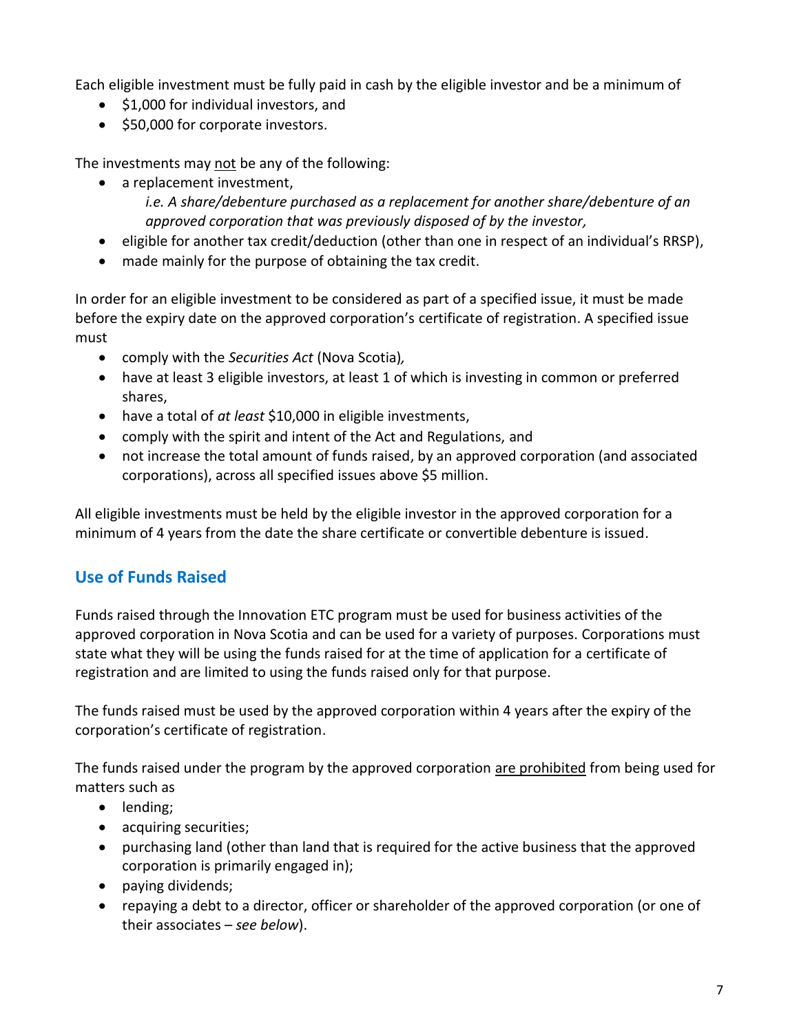Each eligible investment must be fully paid in cash by the eligible investor and be a minimum of

- $1,000 for individual investors, and
- $50,000 for corporate investors.

The investments may not be any of the following:

- a replacement investment,
  *i.e. A share/debenture purchased as a replacement for another share/debenture of an approved corporation that was previously disposed of by the investor,*
- eligible for another tax credit/deduction (other than one in respect of an individual's RRSP),
- made mainly for the purpose of obtaining the tax credit.

In order for an eligible investment to be considered as part of a specified issue, it must be made before the expiry date on the approved corporation's certificate of registration. A specified issue must

- comply with the *Securities Act* (Nova Scotia),
- have at least 3 eligible investors, at least 1 of which is investing in common or preferred shares,
- have a total of *at least* $10,000 in eligible investments,
- comply with the spirit and intent of the Act and Regulations, and
- not increase the total amount of funds raised, by an approved corporation (and associated corporations), across all specified issues above $5 million.

All eligible investments must be held by the eligible investor in the approved corporation for a minimum of 4 years from the date the share certificate or convertible debenture is issued.

## Use of Funds Raised

Funds raised through the Innovation ETC program must be used for business activities of the approved corporation in Nova Scotia and can be used for a variety of purposes. Corporations must state what they will be using the funds raised for at the time of application for a certificate of registration and are limited to using the funds raised only for that purpose.

The funds raised must be used by the approved corporation within 4 years after the expiry of the corporation's certificate of registration.

The funds raised under the program by the approved corporation are prohibited from being used for matters such as

- lending;
- acquiring securities;
- purchasing land (other than land that is required for the active business that the approved corporation is primarily engaged in);
- paying dividends;
- repaying a debt to a director, officer or shareholder of the approved corporation (or one of their associates – *see below*).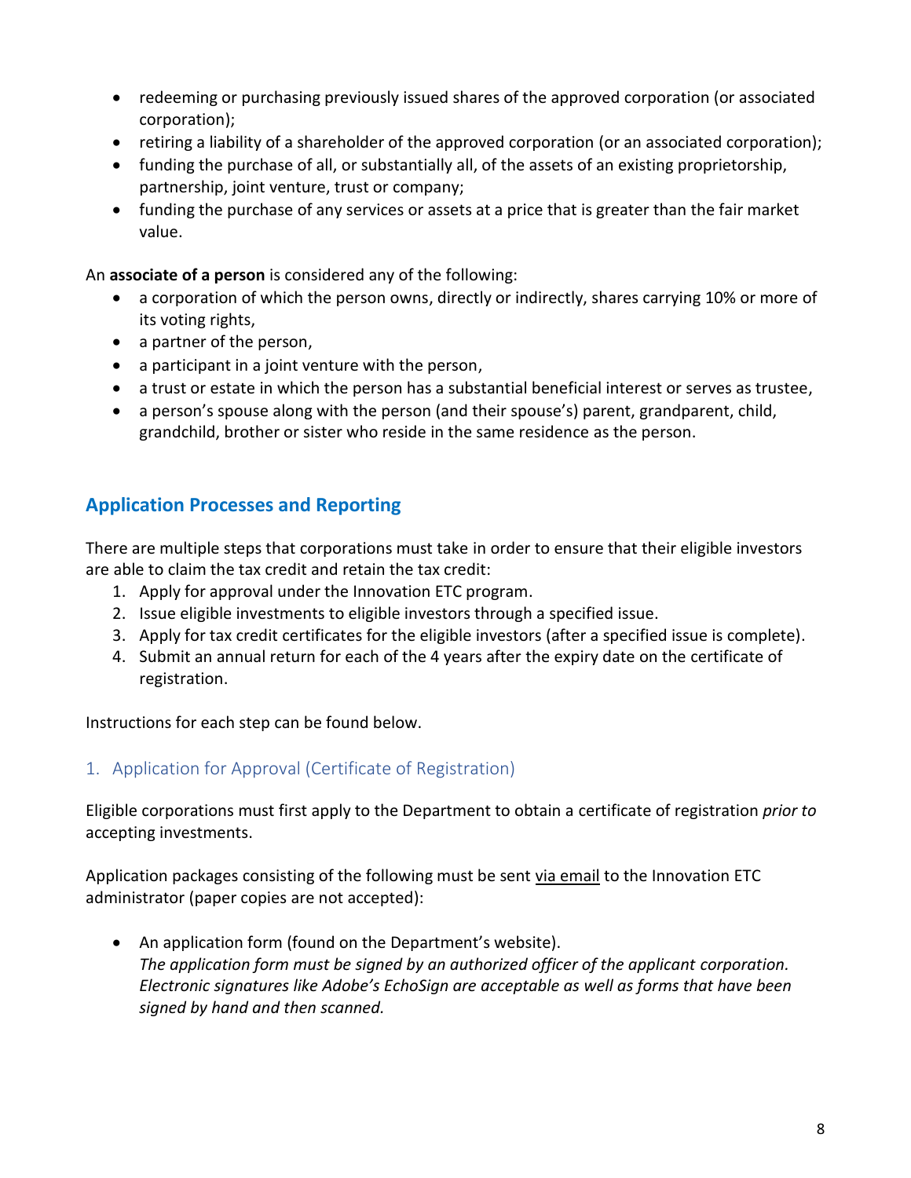- redeeming or purchasing previously issued shares of the approved corporation (or associated corporation);
- retiring a liability of a shareholder of the approved corporation (or an associated corporation);
- funding the purchase of all, or substantially all, of the assets of an existing proprietorship, partnership, joint venture, trust or company;
- funding the purchase of any services or assets at a price that is greater than the fair market value.

An **associate of a person** is considered any of the following:

- a corporation of which the person owns, directly or indirectly, shares carrying 10% or more of its voting rights,
- a partner of the person,
- a participant in a joint venture with the person,
- a trust or estate in which the person has a substantial beneficial interest or serves as trustee,
- a person's spouse along with the person (and their spouse's) parent, grandparent, child, grandchild, brother or sister who reside in the same residence as the person.

## Application Processes and Reporting

There are multiple steps that corporations must take in order to ensure that their eligible investors are able to claim the tax credit and retain the tax credit:

1. Apply for approval under the Innovation ETC program.
2. Issue eligible investments to eligible investors through a specified issue.
3. Apply for tax credit certificates for the eligible investors (after a specified issue is complete).
4. Submit an annual return for each of the 4 years after the expiry date on the certificate of registration.

Instructions for each step can be found below.

### 1. Application for Approval (Certificate of Registration)

Eligible corporations must first apply to the Department to obtain a certificate of registration *prior to* accepting investments.

Application packages consisting of the following must be sent via email to the Innovation ETC administrator (paper copies are not accepted):

- An application form (found on the Department's website).
  *The application form must be signed by an authorized officer of the applicant corporation. Electronic signatures like Adobe's EchoSign are acceptable as well as forms that have been signed by hand and then scanned.*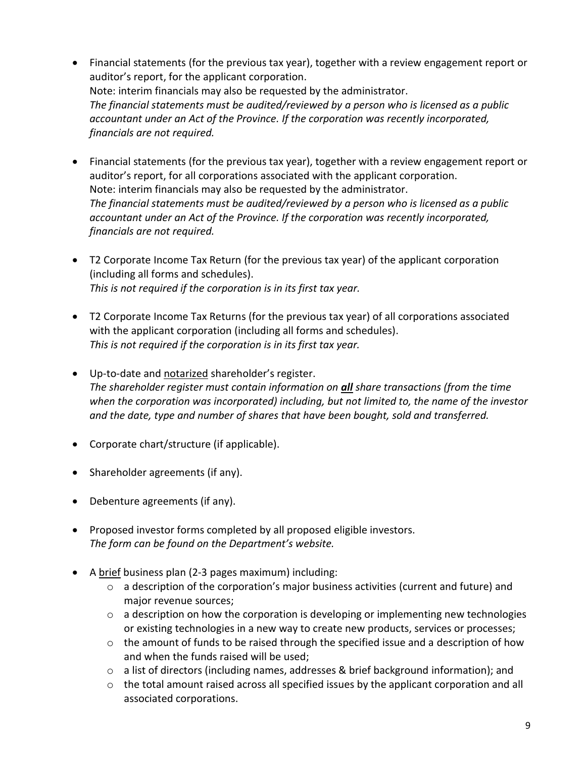- Financial statements (for the previous tax year), together with a review engagement report or auditor's report, for the applicant corporation.
  Note: interim financials may also be requested by the administrator.
  *The financial statements must be audited/reviewed by a person who is licensed as a public accountant under an Act of the Province. If the corporation was recently incorporated, financials are not required.*

- Financial statements (for the previous tax year), together with a review engagement report or auditor's report, for all corporations associated with the applicant corporation.
  Note: interim financials may also be requested by the administrator.
  *The financial statements must be audited/reviewed by a person who is licensed as a public accountant under an Act of the Province. If the corporation was recently incorporated, financials are not required.*

- T2 Corporate Income Tax Return (for the previous tax year) of the applicant corporation (including all forms and schedules).
  *This is not required if the corporation is in its first tax year.*

- T2 Corporate Income Tax Returns (for the previous tax year) of all corporations associated with the applicant corporation (including all forms and schedules).
  *This is not required if the corporation is in its first tax year.*

- Up-to-date and <u>notarized</u> shareholder's register.
  *The shareholder register must contain information on **<u>all</u>** share transactions (from the time when the corporation was incorporated) including, but not limited to, the name of the investor and the date, type and number of shares that have been bought, sold and transferred.*

- Corporate chart/structure (if applicable).

- Shareholder agreements (if any).

- Debenture agreements (if any).

- Proposed investor forms completed by all proposed eligible investors.
  *The form can be found on the Department's website.*

- A <u>brief</u> business plan (2-3 pages maximum) including:
  - a description of the corporation's major business activities (current and future) and major revenue sources;
  - a description on how the corporation is developing or implementing new technologies or existing technologies in a new way to create new products, services or processes;
  - the amount of funds to be raised through the specified issue and a description of how and when the funds raised will be used;
  - a list of directors (including names, addresses & brief background information); and
  - the total amount raised across all specified issues by the applicant corporation and all associated corporations.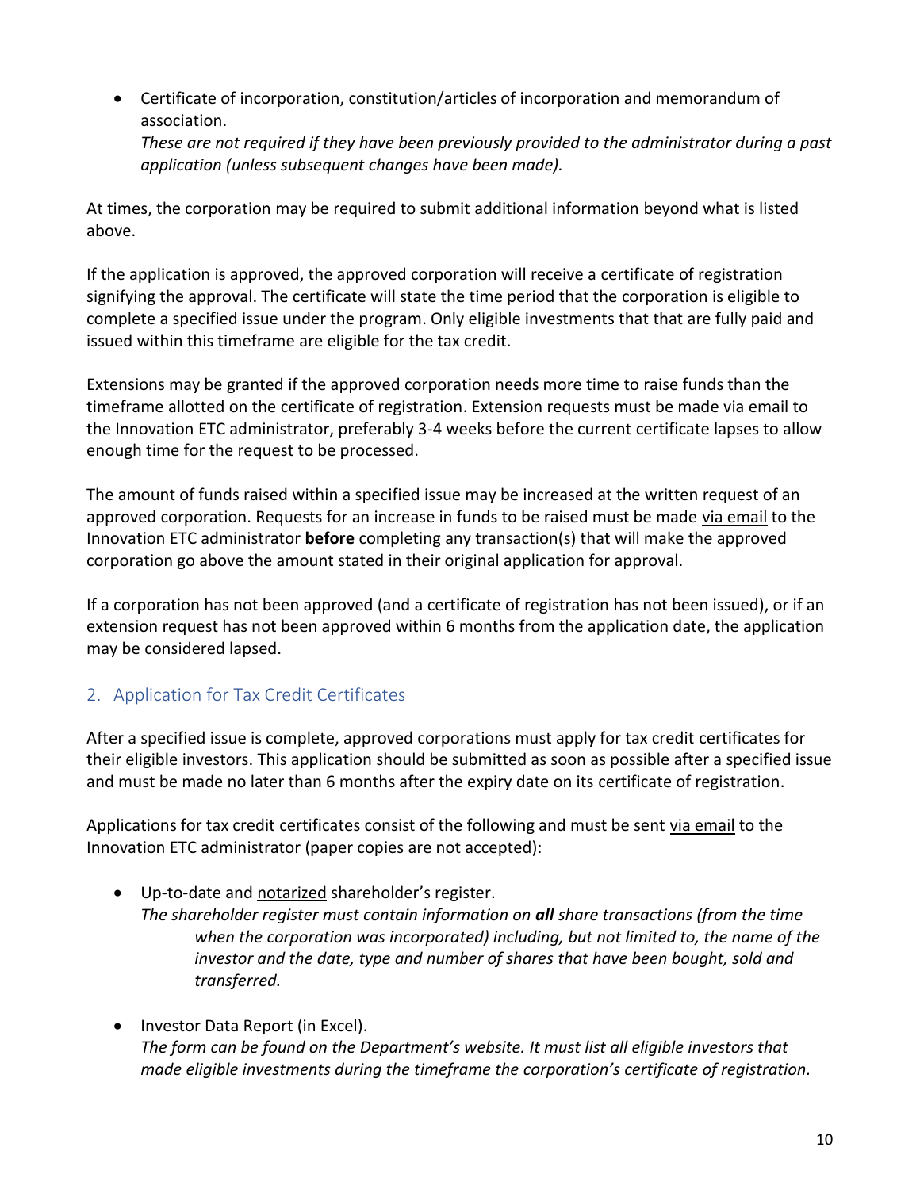- Certificate of incorporation, constitution/articles of incorporation and memorandum of association.
  *These are not required if they have been previously provided to the administrator during a past application (unless subsequent changes have been made).*

At times, the corporation may be required to submit additional information beyond what is listed above.

If the application is approved, the approved corporation will receive a certificate of registration signifying the approval. The certificate will state the time period that the corporation is eligible to complete a specified issue under the program. Only eligible investments that that are fully paid and issued within this timeframe are eligible for the tax credit.

Extensions may be granted if the approved corporation needs more time to raise funds than the timeframe allotted on the certificate of registration. Extension requests must be made via email to the Innovation ETC administrator, preferably 3-4 weeks before the current certificate lapses to allow enough time for the request to be processed.

The amount of funds raised within a specified issue may be increased at the written request of an approved corporation. Requests for an increase in funds to be raised must be made via email to the Innovation ETC administrator **before** completing any transaction(s) that will make the approved corporation go above the amount stated in their original application for approval.

If a corporation has not been approved (and a certificate of registration has not been issued), or if an extension request has not been approved within 6 months from the application date, the application may be considered lapsed.

## 2. Application for Tax Credit Certificates

After a specified issue is complete, approved corporations must apply for tax credit certificates for their eligible investors. This application should be submitted as soon as possible after a specified issue and must be made no later than 6 months after the expiry date on its certificate of registration.

Applications for tax credit certificates consist of the following and must be sent via email to the Innovation ETC administrator (paper copies are not accepted):

- Up-to-date and notarized shareholder's register.
  *The shareholder register must contain information on **all** share transactions (from the time when the corporation was incorporated) including, but not limited to, the name of the investor and the date, type and number of shares that have been bought, sold and transferred.*

- Investor Data Report (in Excel).
  *The form can be found on the Department's website. It must list all eligible investors that made eligible investments during the timeframe the corporation's certificate of registration.*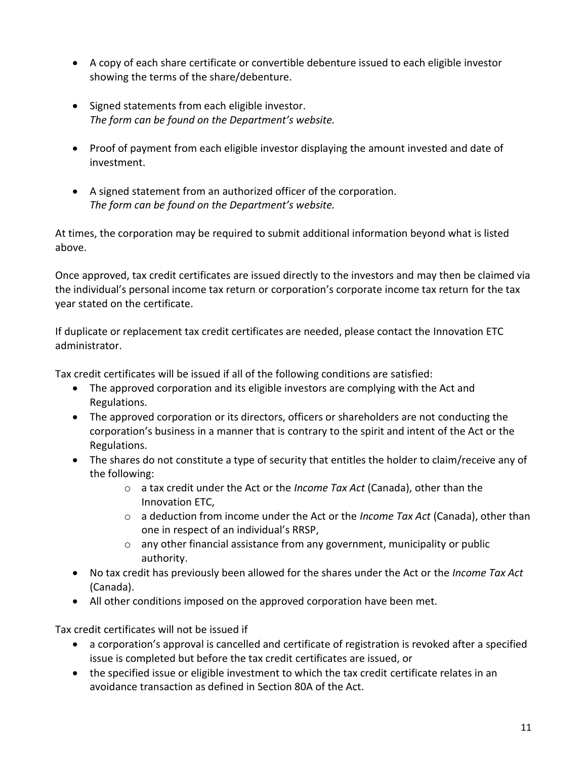- A copy of each share certificate or convertible debenture issued to each eligible investor showing the terms of the share/debenture.

- Signed statements from each eligible investor.
  *The form can be found on the Department's website.*

- Proof of payment from each eligible investor displaying the amount invested and date of investment.

- A signed statement from an authorized officer of the corporation.
  *The form can be found on the Department's website.*

At times, the corporation may be required to submit additional information beyond what is listed above.

Once approved, tax credit certificates are issued directly to the investors and may then be claimed via the individual's personal income tax return or corporation's corporate income tax return for the tax year stated on the certificate.

If duplicate or replacement tax credit certificates are needed, please contact the Innovation ETC administrator.

Tax credit certificates will be issued if all of the following conditions are satisfied:

- The approved corporation and its eligible investors are complying with the Act and Regulations.
- The approved corporation or its directors, officers or shareholders are not conducting the corporation's business in a manner that is contrary to the spirit and intent of the Act or the Regulations.
- The shares do not constitute a type of security that entitles the holder to claim/receive any of the following:
  - a tax credit under the Act or the *Income Tax Act* (Canada), other than the Innovation ETC,
  - a deduction from income under the Act or the *Income Tax Act* (Canada), other than one in respect of an individual's RRSP,
  - any other financial assistance from any government, municipality or public authority.
- No tax credit has previously been allowed for the shares under the Act or the *Income Tax Act* (Canada).
- All other conditions imposed on the approved corporation have been met.

Tax credit certificates will not be issued if

- a corporation's approval is cancelled and certificate of registration is revoked after a specified issue is completed but before the tax credit certificates are issued, or
- the specified issue or eligible investment to which the tax credit certificate relates in an avoidance transaction as defined in Section 80A of the Act.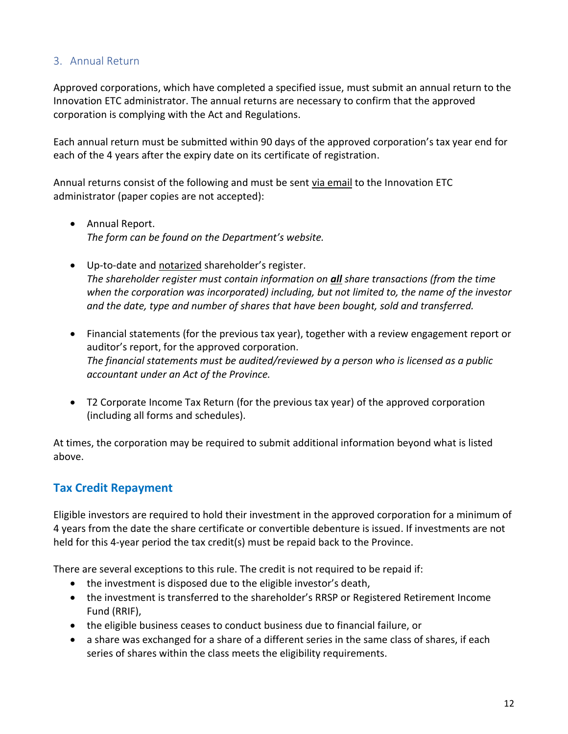### 3. Annual Return

Approved corporations, which have completed a specified issue, must submit an annual return to the Innovation ETC administrator. The annual returns are necessary to confirm that the approved corporation is complying with the Act and Regulations.

Each annual return must be submitted within 90 days of the approved corporation's tax year end for each of the 4 years after the expiry date on its certificate of registration.

Annual returns consist of the following and must be sent <u>via email</u> to the Innovation ETC administrator (paper copies are not accepted):

- Annual Report.
  *The form can be found on the Department's website.*

- Up-to-date and <u>notarized</u> shareholder's register.
  *The shareholder register must contain information on* ***<u>all</u>*** *share transactions (from the time when the corporation was incorporated) including, but not limited to, the name of the investor and the date, type and number of shares that have been bought, sold and transferred.*

- Financial statements (for the previous tax year), together with a review engagement report or auditor's report, for the approved corporation.
  *The financial statements must be audited/reviewed by a person who is licensed as a public accountant under an Act of the Province.*

- T2 Corporate Income Tax Return (for the previous tax year) of the approved corporation (including all forms and schedules).

At times, the corporation may be required to submit additional information beyond what is listed above.

## Tax Credit Repayment

Eligible investors are required to hold their investment in the approved corporation for a minimum of 4 years from the date the share certificate or convertible debenture is issued. If investments are not held for this 4-year period the tax credit(s) must be repaid back to the Province.

There are several exceptions to this rule. The credit is not required to be repaid if:

- the investment is disposed due to the eligible investor's death,
- the investment is transferred to the shareholder's RRSP or Registered Retirement Income Fund (RRIF),
- the eligible business ceases to conduct business due to financial failure, or
- a share was exchanged for a share of a different series in the same class of shares, if each series of shares within the class meets the eligibility requirements.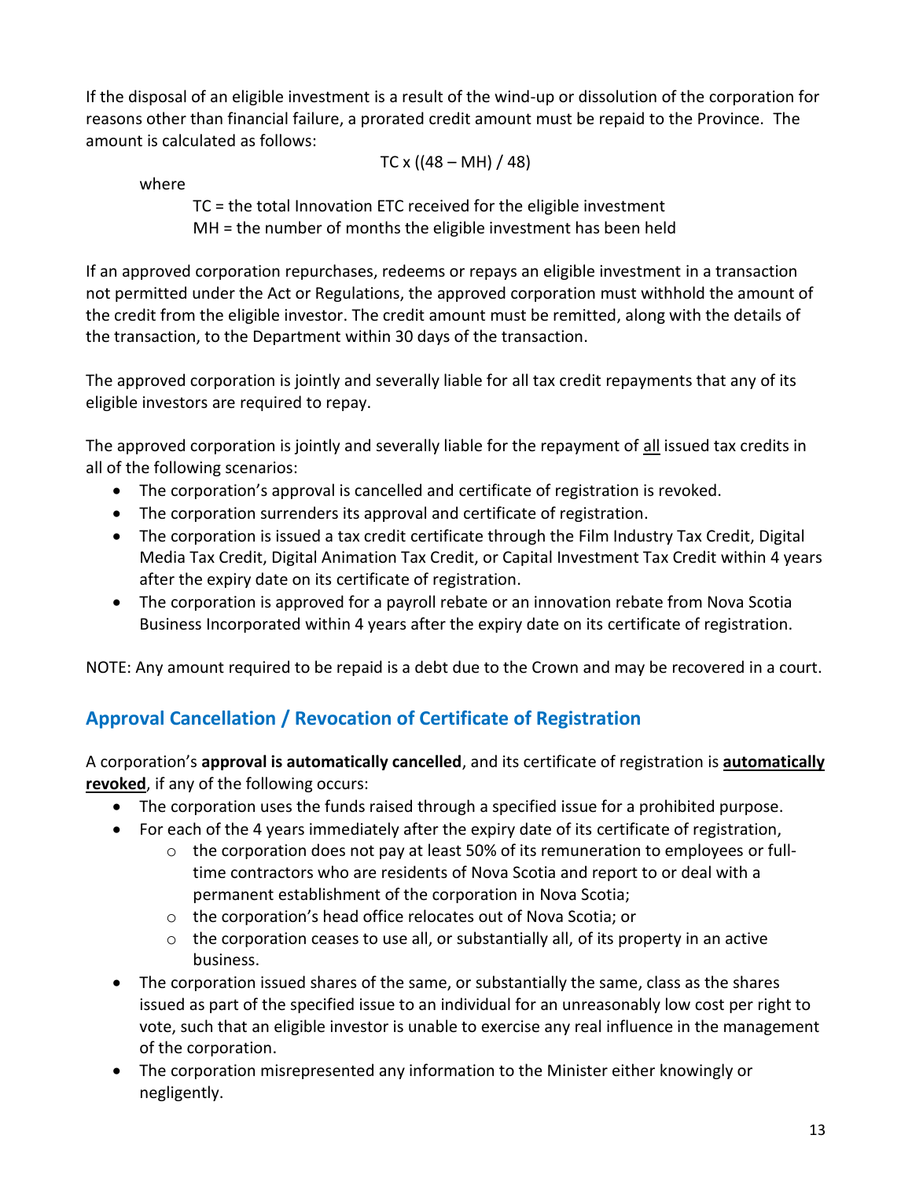If the disposal of an eligible investment is a result of the wind-up or dissolution of the corporation for reasons other than financial failure, a prorated credit amount must be repaid to the Province. The amount is calculated as follows:

$$TC \times ((48 - MH) / 48)$$

where

TC = the total Innovation ETC received for the eligible investment
MH = the number of months the eligible investment has been held

If an approved corporation repurchases, redeems or repays an eligible investment in a transaction not permitted under the Act or Regulations, the approved corporation must withhold the amount of the credit from the eligible investor. The credit amount must be remitted, along with the details of the transaction, to the Department within 30 days of the transaction.

The approved corporation is jointly and severally liable for all tax credit repayments that any of its eligible investors are required to repay.

The approved corporation is jointly and severally liable for the repayment of <u>all</u> issued tax credits in all of the following scenarios:

- The corporation's approval is cancelled and certificate of registration is revoked.
- The corporation surrenders its approval and certificate of registration.
- The corporation is issued a tax credit certificate through the Film Industry Tax Credit, Digital Media Tax Credit, Digital Animation Tax Credit, or Capital Investment Tax Credit within 4 years after the expiry date on its certificate of registration.
- The corporation is approved for a payroll rebate or an innovation rebate from Nova Scotia Business Incorporated within 4 years after the expiry date on its certificate of registration.

NOTE: Any amount required to be repaid is a debt due to the Crown and may be recovered in a court.

## Approval Cancellation / Revocation of Certificate of Registration

A corporation's **approval is automatically cancelled**, and its certificate of registration is **<u>automatically revoked</u>**, if any of the following occurs:

- The corporation uses the funds raised through a specified issue for a prohibited purpose.
- For each of the 4 years immediately after the expiry date of its certificate of registration,
  - the corporation does not pay at least 50% of its remuneration to employees or full-time contractors who are residents of Nova Scotia and report to or deal with a permanent establishment of the corporation in Nova Scotia;
  - the corporation's head office relocates out of Nova Scotia; or
  - the corporation ceases to use all, or substantially all, of its property in an active business.
- The corporation issued shares of the same, or substantially the same, class as the shares issued as part of the specified issue to an individual for an unreasonably low cost per right to vote, such that an eligible investor is unable to exercise any real influence in the management of the corporation.
- The corporation misrepresented any information to the Minister either knowingly or negligently.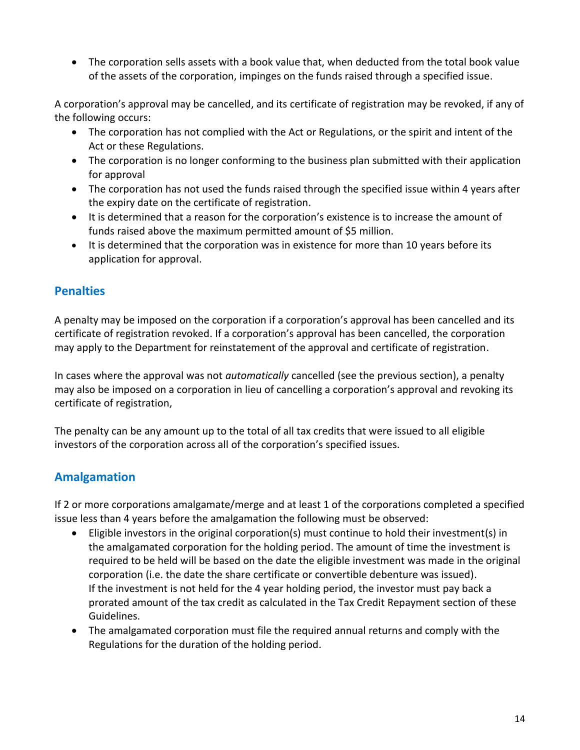- The corporation sells assets with a book value that, when deducted from the total book value of the assets of the corporation, impinges on the funds raised through a specified issue.

A corporation's approval may be cancelled, and its certificate of registration may be revoked, if any of the following occurs:

- The corporation has not complied with the Act or Regulations, or the spirit and intent of the Act or these Regulations.
- The corporation is no longer conforming to the business plan submitted with their application for approval
- The corporation has not used the funds raised through the specified issue within 4 years after the expiry date on the certificate of registration.
- It is determined that a reason for the corporation's existence is to increase the amount of funds raised above the maximum permitted amount of $5 million.
- It is determined that the corporation was in existence for more than 10 years before its application for approval.

## Penalties

A penalty may be imposed on the corporation if a corporation's approval has been cancelled and its certificate of registration revoked. If a corporation's approval has been cancelled, the corporation may apply to the Department for reinstatement of the approval and certificate of registration.

In cases where the approval was not *automatically* cancelled (see the previous section), a penalty may also be imposed on a corporation in lieu of cancelling a corporation's approval and revoking its certificate of registration,

The penalty can be any amount up to the total of all tax credits that were issued to all eligible investors of the corporation across all of the corporation's specified issues.

## Amalgamation

If 2 or more corporations amalgamate/merge and at least 1 of the corporations completed a specified issue less than 4 years before the amalgamation the following must be observed:

- Eligible investors in the original corporation(s) must continue to hold their investment(s) in the amalgamated corporation for the holding period. The amount of time the investment is required to be held will be based on the date the eligible investment was made in the original corporation (i.e. the date the share certificate or convertible debenture was issued). If the investment is not held for the 4 year holding period, the investor must pay back a prorated amount of the tax credit as calculated in the Tax Credit Repayment section of these Guidelines.
- The amalgamated corporation must file the required annual returns and comply with the Regulations for the duration of the holding period.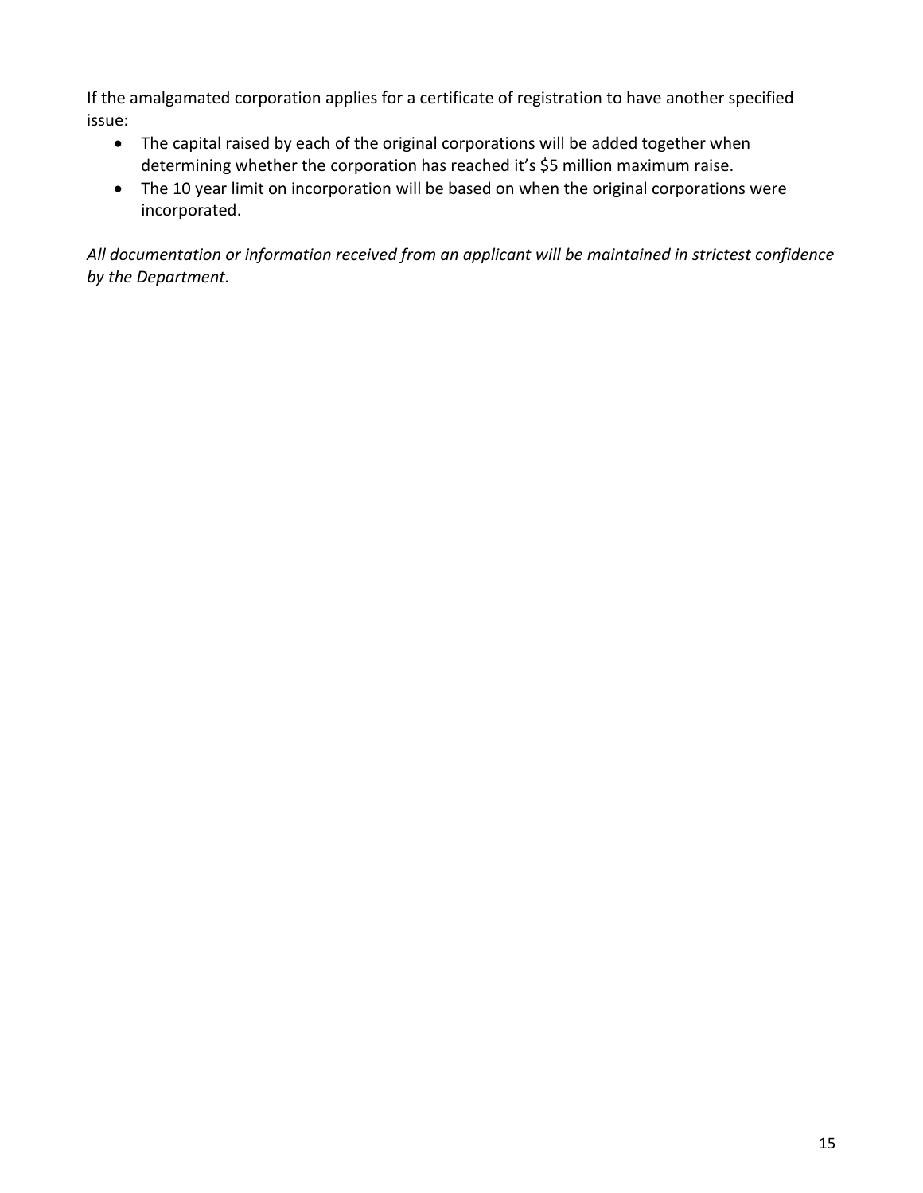If the amalgamated corporation applies for a certificate of registration to have another specified issue:

- The capital raised by each of the original corporations will be added together when determining whether the corporation has reached it's $5 million maximum raise.
- The 10 year limit on incorporation will be based on when the original corporations were incorporated.

*All documentation or information received from an applicant will be maintained in strictest confidence by the Department.*